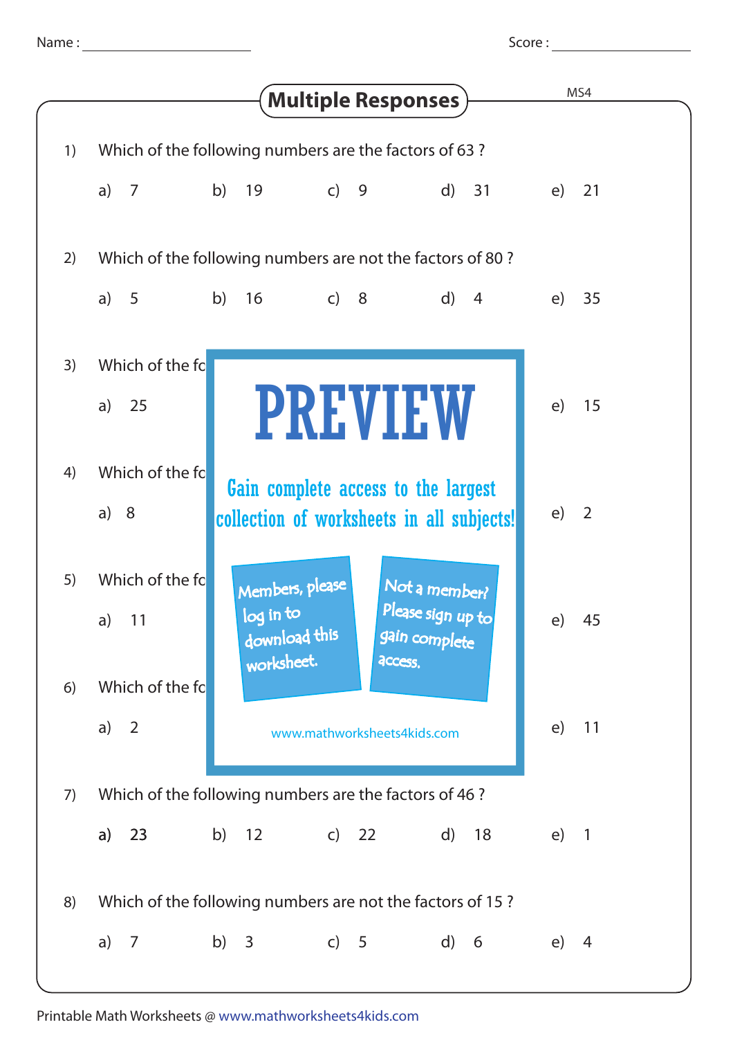Name : ______________________  Score : ________________

# Multiple Responses

MS4

1) Which of the following numbers are the factors of 63 ?

a) 7  b) 19  c) 9  d) 31  e) 21

2) Which of the following numbers are not the factors of 80 ?

a) 5  b) 16  c) 8  d) 4  e) 35

3) Which of the fo

a) 25  e) 15

**PREVIEW**

Gain complete access to the largest collection of worksheets in all subjects!

Members, please log in to download this worksheet.

Not a member? Please sign up to gain complete access.

www.mathworksheets4kids.com

4) Which of the fo

a) 8  e) 2

5) Which of the fo

a) 11  e) 45

6) Which of the fo

a) 2  e) 11

7) Which of the following numbers are the factors of 46 ?

a) 23  b) 12  c) 22  d) 18  e) 1

8) Which of the following numbers are not the factors of 15 ?

a) 7  b) 3  c) 5  d) 6  e) 4

Printable Math Worksheets @ www.mathworksheets4kids.com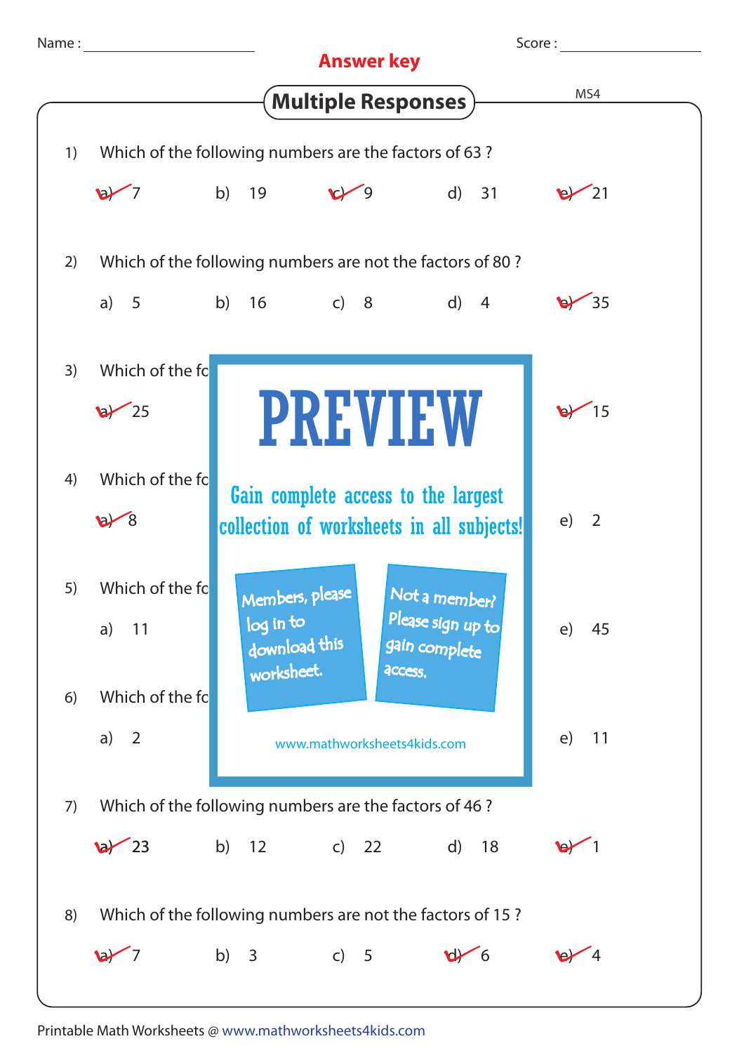Name : ____________________ Score : ____________________

**Answer key**

## Multiple Responses

MS4

1) Which of the following numbers are the factors of 63 ?

a) 7 ✓ b) 19 c) 9 ✓ d) 31 e) 21 ✓

2) Which of the following numbers are not the factors of 80 ?

a) 5 b) 16 c) 8 d) 4 e) 35 ✓

3) Which of the fo

a) 25 ✓ e) 15 ✓

4) Which of the fo

a) 8 ✓ e) 2

5) Which of the fo

a) 11 e) 45

6) Which of the fo

a) 2 e) 11

PREVIEW

Gain complete access to the largest collection of worksheets in all subjects!

Members, please log in to download this worksheet.

Not a member? Please sign up to gain complete access.

www.mathworksheets4kids.com

7) Which of the following numbers are the factors of 46 ?

a) 23 ✓ b) 12 c) 22 d) 18 e) 1 ✓

8) Which of the following numbers are not the factors of 15 ?

a) 7 ✓ b) 3 c) 5 d) 6 ✓ e) 4 ✓

Printable Math Worksheets @ www.mathworksheets4kids.com